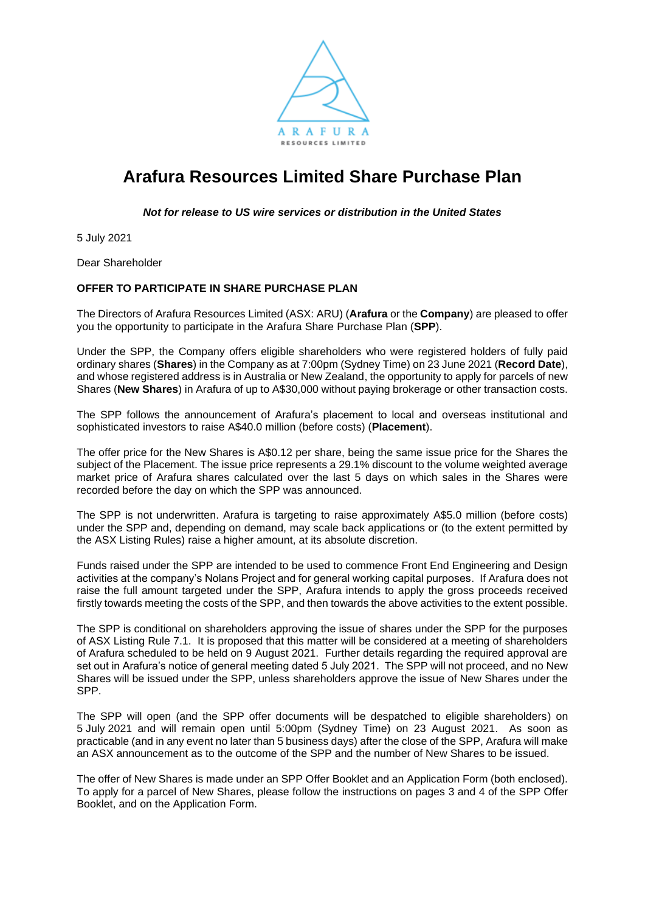# Arafura Resources Limited Share Purchase Plan

***Not for release to US wire services or distribution in the United States***

5 July 2021

Dear Shareholder

**OFFER TO PARTICIPATE IN SHARE PURCHASE PLAN**

The Directors of Arafura Resources Limited (ASX: ARU) (**Arafura** or the **Company**) are pleased to offer you the opportunity to participate in the Arafura Share Purchase Plan (**SPP**).

Under the SPP, the Company offers eligible shareholders who were registered holders of fully paid ordinary shares (**Shares**) in the Company as at 7:00pm (Sydney Time) on 23 June 2021 (**Record Date**), and whose registered address is in Australia or New Zealand, the opportunity to apply for parcels of new Shares (**New Shares**) in Arafura of up to A$30,000 without paying brokerage or other transaction costs.

The SPP follows the announcement of Arafura's placement to local and overseas institutional and sophisticated investors to raise A$40.0 million (before costs) (**Placement**).

The offer price for the New Shares is A$0.12 per share, being the same issue price for the Shares the subject of the Placement. The issue price represents a 29.1% discount to the volume weighted average market price of Arafura shares calculated over the last 5 days on which sales in the Shares were recorded before the day on which the SPP was announced.

The SPP is not underwritten. Arafura is targeting to raise approximately A$5.0 million (before costs) under the SPP and, depending on demand, may scale back applications or (to the extent permitted by the ASX Listing Rules) raise a higher amount, at its absolute discretion.

Funds raised under the SPP are intended to be used to commence Front End Engineering and Design activities at the company's Nolans Project and for general working capital purposes. If Arafura does not raise the full amount targeted under the SPP, Arafura intends to apply the gross proceeds received firstly towards meeting the costs of the SPP, and then towards the above activities to the extent possible.

The SPP is conditional on shareholders approving the issue of shares under the SPP for the purposes of ASX Listing Rule 7.1. It is proposed that this matter will be considered at a meeting of shareholders of Arafura scheduled to be held on 9 August 2021. Further details regarding the required approval are set out in Arafura's notice of general meeting dated 5 July 2021. The SPP will not proceed, and no New Shares will be issued under the SPP, unless shareholders approve the issue of New Shares under the SPP.

The SPP will open (and the SPP offer documents will be despatched to eligible shareholders) on 5 July 2021 and will remain open until 5:00pm (Sydney Time) on 23 August 2021. As soon as practicable (and in any event no later than 5 business days) after the close of the SPP, Arafura will make an ASX announcement as to the outcome of the SPP and the number of New Shares to be issued.

The offer of New Shares is made under an SPP Offer Booklet and an Application Form (both enclosed). To apply for a parcel of New Shares, please follow the instructions on pages 3 and 4 of the SPP Offer Booklet, and on the Application Form.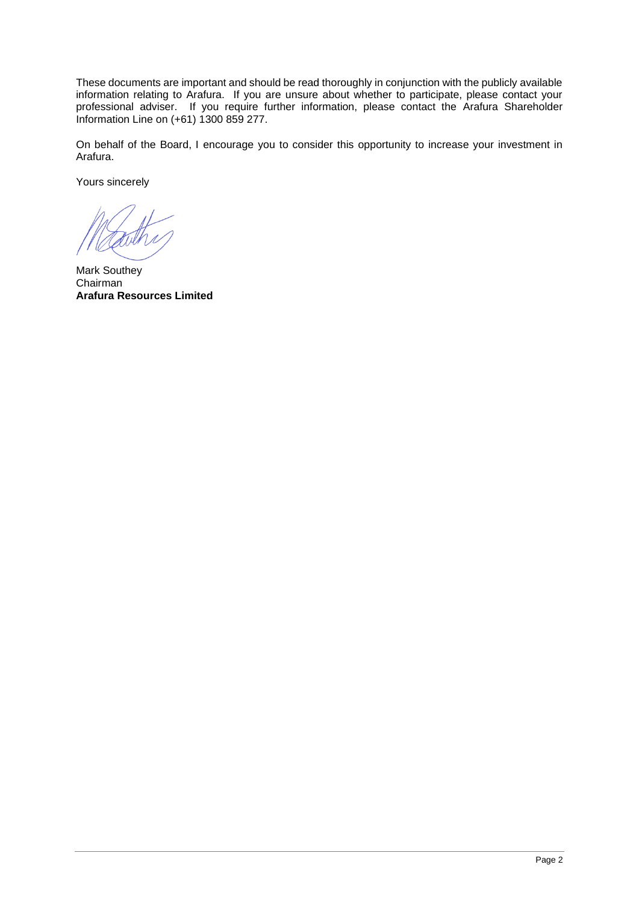These documents are important and should be read thoroughly in conjunction with the publicly available information relating to Arafura. If you are unsure about whether to participate, please contact your professional adviser. If you require further information, please contact the Arafura Shareholder Information Line on (+61) 1300 859 277.

On behalf of the Board, I encourage you to consider this opportunity to increase your investment in Arafura.

Yours sincerely

Mark Southey
Chairman
**Arafura Resources Limited**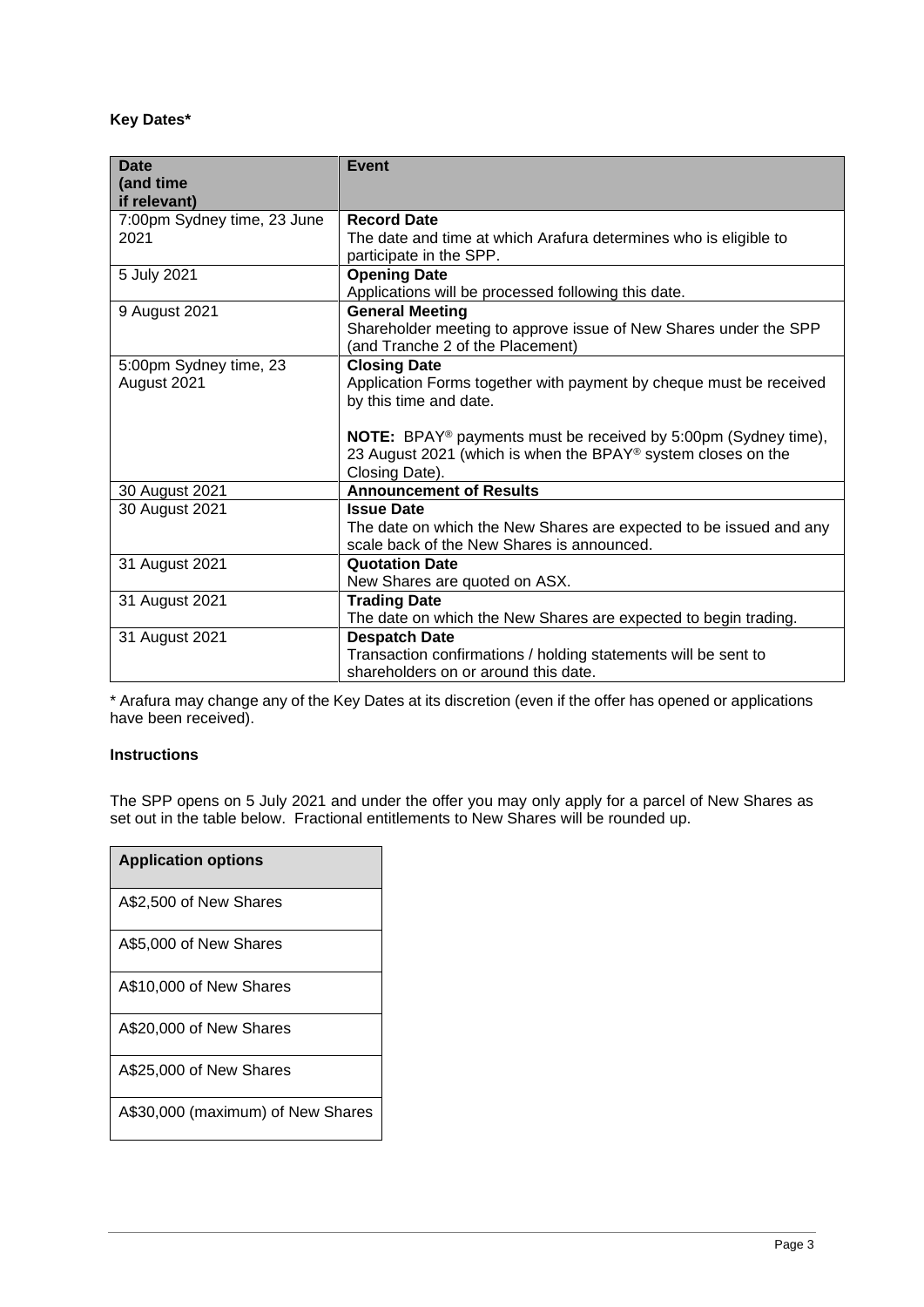**Key Dates***

| Date (and time if relevant) | Event |
|---|---|
| 7:00pm Sydney time, 23 June 2021 | **Record Date**<br>The date and time at which Arafura determines who is eligible to participate in the SPP. |
| 5 July 2021 | **Opening Date**<br>Applications will be processed following this date. |
| 9 August 2021 | **General Meeting**<br>Shareholder meeting to approve issue of New Shares under the SPP (and Tranche 2 of the Placement) |
| 5:00pm Sydney time, 23 August 2021 | **Closing Date**<br>Application Forms together with payment by cheque must be received by this time and date.<br><br>**NOTE:** BPAY® payments must be received by 5:00pm (Sydney time), 23 August 2021 (which is when the BPAY® system closes on the Closing Date). |
| 30 August 2021 | **Announcement of Results** |
| 30 August 2021 | **Issue Date**<br>The date on which the New Shares are expected to be issued and any scale back of the New Shares is announced. |
| 31 August 2021 | **Quotation Date**<br>New Shares are quoted on ASX. |
| 31 August 2021 | **Trading Date**<br>The date on which the New Shares are expected to begin trading. |
| 31 August 2021 | **Despatch Date**<br>Transaction confirmations / holding statements will be sent to shareholders on or around this date. |

* Arafura may change any of the Key Dates at its discretion (even if the offer has opened or applications have been received).

**Instructions**

The SPP opens on 5 July 2021 and under the offer you may only apply for a parcel of New Shares as set out in the table below. Fractional entitlements to New Shares will be rounded up.

| Application options |
|---|
| A$2,500 of New Shares |
| A$5,000 of New Shares |
| A$10,000 of New Shares |
| A$20,000 of New Shares |
| A$25,000 of New Shares |
| A$30,000 (maximum) of New Shares |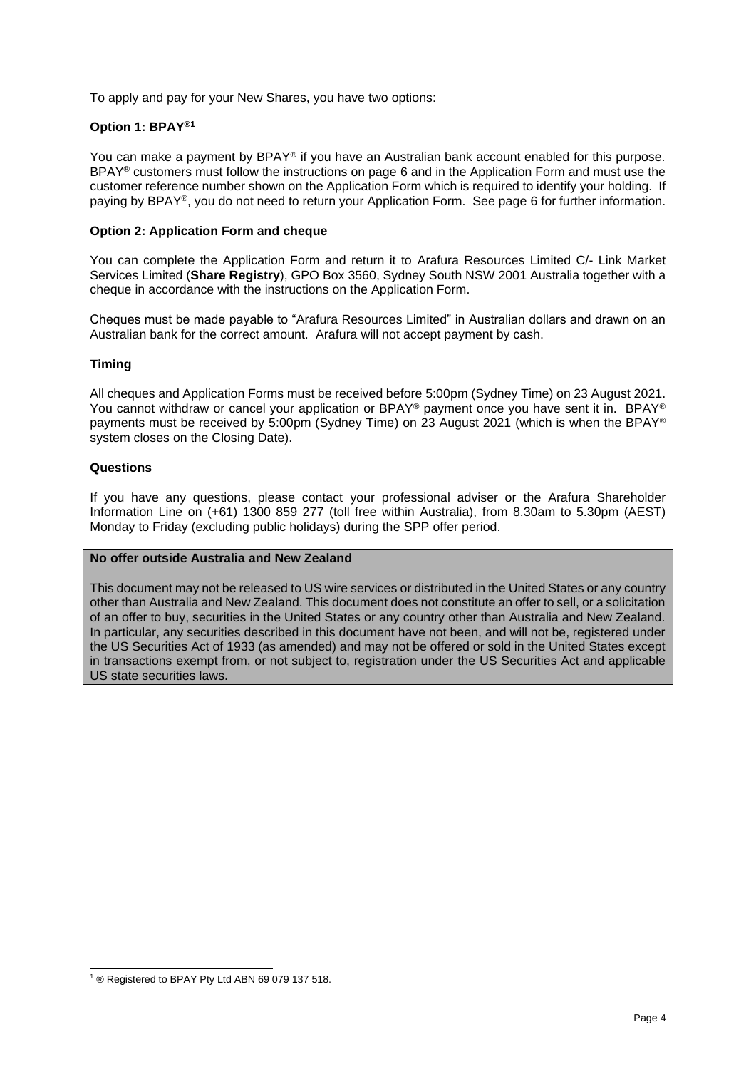To apply and pay for your New Shares, you have two options:

**Option 1: BPAY®[1]**

You can make a payment by BPAY® if you have an Australian bank account enabled for this purpose. BPAY® customers must follow the instructions on page 6 and in the Application Form and must use the customer reference number shown on the Application Form which is required to identify your holding. If paying by BPAY®, you do not need to return your Application Form. See page 6 for further information.

**Option 2: Application Form and cheque**

You can complete the Application Form and return it to Arafura Resources Limited C/- Link Market Services Limited (**Share Registry**), GPO Box 3560, Sydney South NSW 2001 Australia together with a cheque in accordance with the instructions on the Application Form.

Cheques must be made payable to "Arafura Resources Limited" in Australian dollars and drawn on an Australian bank for the correct amount. Arafura will not accept payment by cash.

**Timing**

All cheques and Application Forms must be received before 5:00pm (Sydney Time) on 23 August 2021. You cannot withdraw or cancel your application or BPAY® payment once you have sent it in. BPAY® payments must be received by 5:00pm (Sydney Time) on 23 August 2021 (which is when the BPAY® system closes on the Closing Date).

**Questions**

If you have any questions, please contact your professional adviser or the Arafura Shareholder Information Line on (+61) 1300 859 277 (toll free within Australia), from 8.30am to 5.30pm (AEST) Monday to Friday (excluding public holidays) during the SPP offer period.

**No offer outside Australia and New Zealand**

This document may not be released to US wire services or distributed in the United States or any country other than Australia and New Zealand. This document does not constitute an offer to sell, or a solicitation of an offer to buy, securities in the United States or any country other than Australia and New Zealand. In particular, any securities described in this document have not been, and will not be, registered under the US Securities Act of 1933 (as amended) and may not be offered or sold in the United States except in transactions exempt from, or not subject to, registration under the US Securities Act and applicable US state securities laws.

---

[1] ® Registered to BPAY Pty Ltd ABN 69 079 137 518.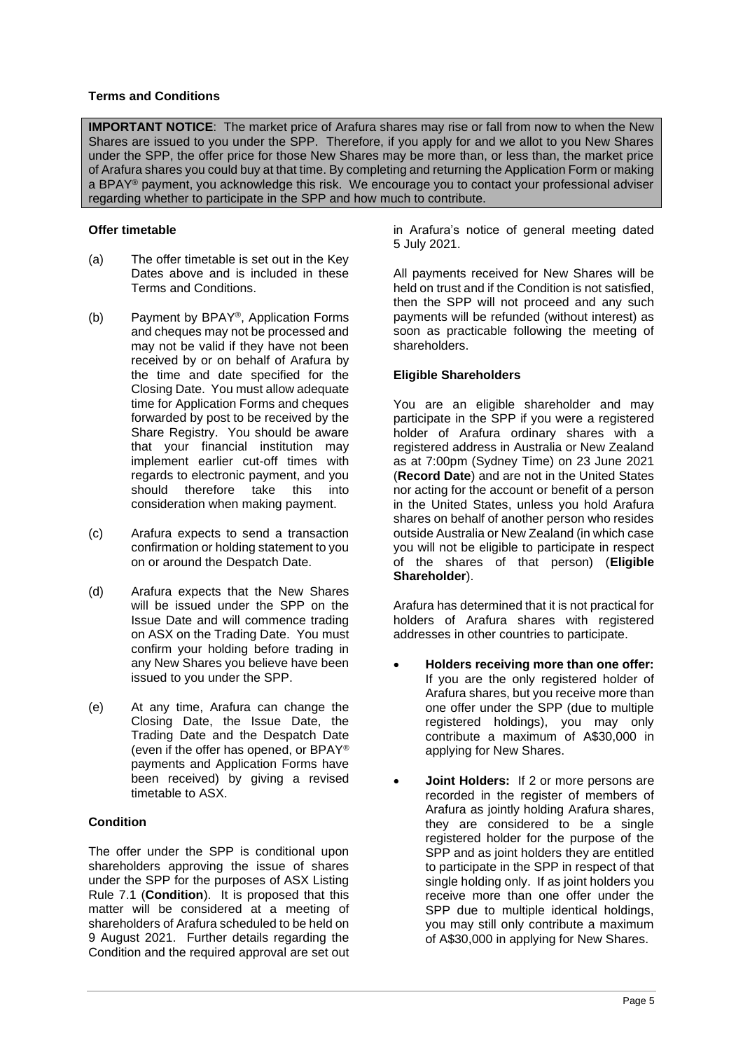**Terms and Conditions**

**IMPORTANT NOTICE**: The market price of Arafura shares may rise or fall from now to when the New Shares are issued to you under the SPP. Therefore, if you apply for and we allot to you New Shares under the SPP, the offer price for those New Shares may be more than, or less than, the market price of Arafura shares you could buy at that time. By completing and returning the Application Form or making a BPAY® payment, you acknowledge this risk. We encourage you to contact your professional adviser regarding whether to participate in the SPP and how much to contribute.

**Offer timetable**

(a) The offer timetable is set out in the Key Dates above and is included in these Terms and Conditions.

(b) Payment by BPAY®, Application Forms and cheques may not be processed and may not be valid if they have not been received by or on behalf of Arafura by the time and date specified for the Closing Date. You must allow adequate time for Application Forms and cheques forwarded by post to be received by the Share Registry. You should be aware that your financial institution may implement earlier cut-off times with regards to electronic payment, and you should therefore take this into consideration when making payment.

(c) Arafura expects to send a transaction confirmation or holding statement to you on or around the Despatch Date.

(d) Arafura expects that the New Shares will be issued under the SPP on the Issue Date and will commence trading on ASX on the Trading Date. You must confirm your holding before trading in any New Shares you believe have been issued to you under the SPP.

(e) At any time, Arafura can change the Closing Date, the Issue Date, the Trading Date and the Despatch Date (even if the offer has opened, or BPAY® payments and Application Forms have been received) by giving a revised timetable to ASX.

**Condition**

The offer under the SPP is conditional upon shareholders approving the issue of shares under the SPP for the purposes of ASX Listing Rule 7.1 (**Condition**). It is proposed that this matter will be considered at a meeting of shareholders of Arafura scheduled to be held on 9 August 2021. Further details regarding the Condition and the required approval are set out in Arafura's notice of general meeting dated 5 July 2021.

All payments received for New Shares will be held on trust and if the Condition is not satisfied, then the SPP will not proceed and any such payments will be refunded (without interest) as soon as practicable following the meeting of shareholders.

**Eligible Shareholders**

You are an eligible shareholder and may participate in the SPP if you were a registered holder of Arafura ordinary shares with a registered address in Australia or New Zealand as at 7:00pm (Sydney Time) on 23 June 2021 (**Record Date**) and are not in the United States nor acting for the account or benefit of a person in the United States, unless you hold Arafura shares on behalf of another person who resides outside Australia or New Zealand (in which case you will not be eligible to participate in respect of the shares of that person) (**Eligible Shareholder**).

Arafura has determined that it is not practical for holders of Arafura shares with registered addresses in other countries to participate.

- **Holders receiving more than one offer:** If you are the only registered holder of Arafura shares, but you receive more than one offer under the SPP (due to multiple registered holdings), you may only contribute a maximum of A$30,000 in applying for New Shares.
- **Joint Holders:** If 2 or more persons are recorded in the register of members of Arafura as jointly holding Arafura shares, they are considered to be a single registered holder for the purpose of the SPP and as joint holders they are entitled to participate in the SPP in respect of that single holding only. If as joint holders you receive more than one offer under the SPP due to multiple identical holdings, you may still only contribute a maximum of A$30,000 in applying for New Shares.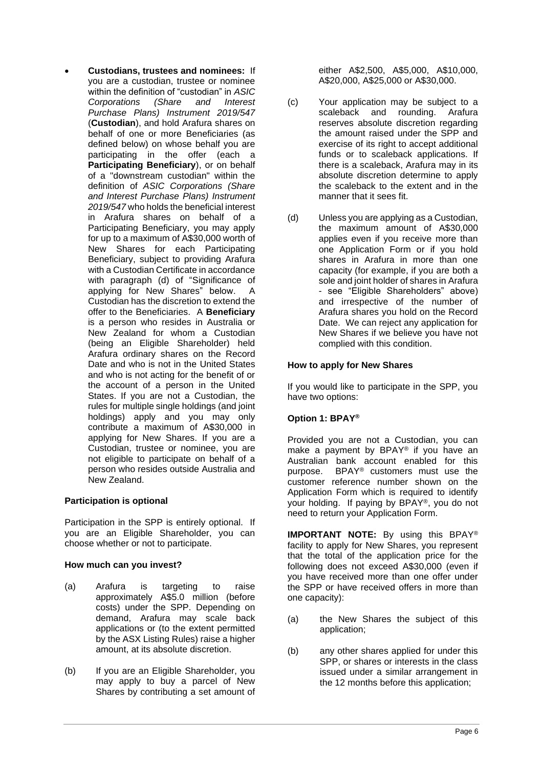- **Custodians, trustees and nominees:** If you are a custodian, trustee or nominee within the definition of "custodian" in *ASIC Corporations (Share and Interest Purchase Plans) Instrument 2019/547* (**Custodian**), and hold Arafura shares on behalf of one or more Beneficiaries (as defined below) on whose behalf you are participating in the offer (each a **Participating Beneficiary**), or on behalf of a "downstream custodian" within the definition of *ASIC Corporations (Share and Interest Purchase Plans) Instrument 2019/547* who holds the beneficial interest in Arafura shares on behalf of a Participating Beneficiary, you may apply for up to a maximum of A$30,000 worth of New Shares for each Participating Beneficiary, subject to providing Arafura with a Custodian Certificate in accordance with paragraph (d) of "Significance of applying for New Shares" below. A Custodian has the discretion to extend the offer to the Beneficiaries. A **Beneficiary** is a person who resides in Australia or New Zealand for whom a Custodian (being an Eligible Shareholder) held Arafura ordinary shares on the Record Date and who is not in the United States and who is not acting for the benefit of or the account of a person in the United States. If you are not a Custodian, the rules for multiple single holdings (and joint holdings) apply and you may only contribute a maximum of A$30,000 in applying for New Shares. If you are a Custodian, trustee or nominee, you are not eligible to participate on behalf of a person who resides outside Australia and New Zealand.

**Participation is optional**

Participation in the SPP is entirely optional. If you are an Eligible Shareholder, you can choose whether or not to participate.

**How much can you invest?**

(a) Arafura is targeting to raise approximately A$5.0 million (before costs) under the SPP. Depending on demand, Arafura may scale back applications or (to the extent permitted by the ASX Listing Rules) raise a higher amount, at its absolute discretion.

(b) If you are an Eligible Shareholder, you may apply to buy a parcel of New Shares by contributing a set amount of either A$2,500, A$5,000, A$10,000, A$20,000, A$25,000 or A$30,000.

(c) Your application may be subject to a scaleback and rounding. Arafura reserves absolute discretion regarding the amount raised under the SPP and exercise of its right to accept additional funds or to scaleback applications. If there is a scaleback, Arafura may in its absolute discretion determine to apply the scaleback to the extent and in the manner that it sees fit.

(d) Unless you are applying as a Custodian, the maximum amount of A$30,000 applies even if you receive more than one Application Form or if you hold shares in Arafura in more than one capacity (for example, if you are both a sole and joint holder of shares in Arafura - see "Eligible Shareholders" above) and irrespective of the number of Arafura shares you hold on the Record Date. We can reject any application for New Shares if we believe you have not complied with this condition.

**How to apply for New Shares**

If you would like to participate in the SPP, you have two options:

**Option 1: BPAY®**

Provided you are not a Custodian, you can make a payment by BPAY® if you have an Australian bank account enabled for this purpose. BPAY® customers must use the customer reference number shown on the Application Form which is required to identify your holding. If paying by BPAY®, you do not need to return your Application Form.

**IMPORTANT NOTE:** By using this BPAY® facility to apply for New Shares, you represent that the total of the application price for the following does not exceed A$30,000 (even if you have received more than one offer under the SPP or have received offers in more than one capacity):

(a) the New Shares the subject of this application;

(b) any other shares applied for under this SPP, or shares or interests in the class issued under a similar arrangement in the 12 months before this application;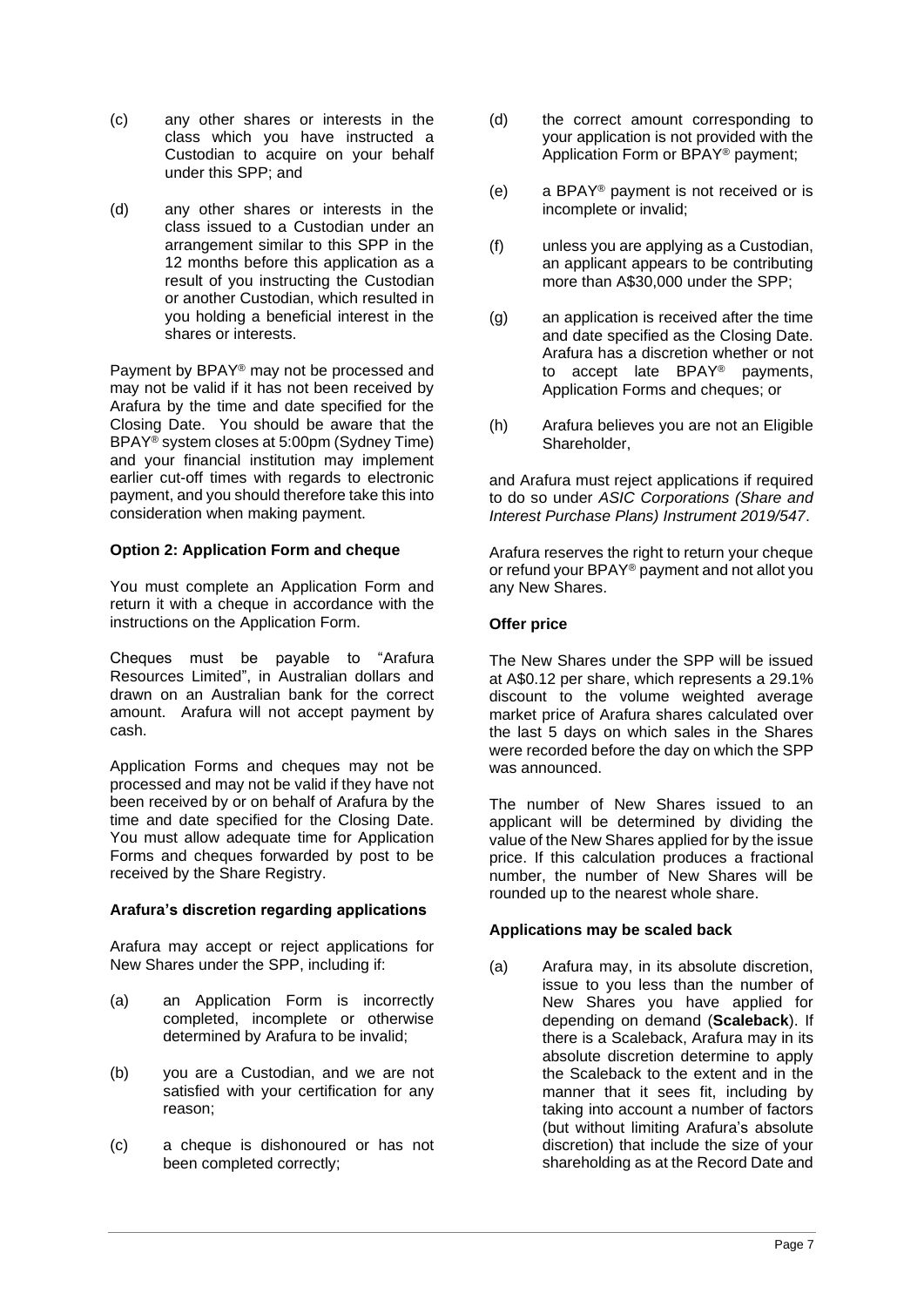(c) any other shares or interests in the class which you have instructed a Custodian to acquire on your behalf under this SPP; and

(d) any other shares or interests in the class issued to a Custodian under an arrangement similar to this SPP in the 12 months before this application as a result of you instructing the Custodian or another Custodian, which resulted in you holding a beneficial interest in the shares or interests.

Payment by BPAY® may not be processed and may not be valid if it has not been received by Arafura by the time and date specified for the Closing Date. You should be aware that the BPAY® system closes at 5:00pm (Sydney Time) and your financial institution may implement earlier cut-off times with regards to electronic payment, and you should therefore take this into consideration when making payment.

**Option 2: Application Form and cheque**

You must complete an Application Form and return it with a cheque in accordance with the instructions on the Application Form.

Cheques must be payable to "Arafura Resources Limited", in Australian dollars and drawn on an Australian bank for the correct amount. Arafura will not accept payment by cash.

Application Forms and cheques may not be processed and may not be valid if they have not been received by or on behalf of Arafura by the time and date specified for the Closing Date. You must allow adequate time for Application Forms and cheques forwarded by post to be received by the Share Registry.

**Arafura's discretion regarding applications**

Arafura may accept or reject applications for New Shares under the SPP, including if:

(a) an Application Form is incorrectly completed, incomplete or otherwise determined by Arafura to be invalid;

(b) you are a Custodian, and we are not satisfied with your certification for any reason;

(c) a cheque is dishonoured or has not been completed correctly;

(d) the correct amount corresponding to your application is not provided with the Application Form or BPAY® payment;

(e) a BPAY® payment is not received or is incomplete or invalid;

(f) unless you are applying as a Custodian, an applicant appears to be contributing more than A$30,000 under the SPP;

(g) an application is received after the time and date specified as the Closing Date. Arafura has a discretion whether or not to accept late BPAY® payments, Application Forms and cheques; or

(h) Arafura believes you are not an Eligible Shareholder,

and Arafura must reject applications if required to do so under *ASIC Corporations (Share and Interest Purchase Plans) Instrument 2019/547*.

Arafura reserves the right to return your cheque or refund your BPAY® payment and not allot you any New Shares.

**Offer price**

The New Shares under the SPP will be issued at A$0.12 per share, which represents a 29.1% discount to the volume weighted average market price of Arafura shares calculated over the last 5 days on which sales in the Shares were recorded before the day on which the SPP was announced.

The number of New Shares issued to an applicant will be determined by dividing the value of the New Shares applied for by the issue price. If this calculation produces a fractional number, the number of New Shares will be rounded up to the nearest whole share.

**Applications may be scaled back**

(a) Arafura may, in its absolute discretion, issue to you less than the number of New Shares you have applied for depending on demand (**Scaleback**). If there is a Scaleback, Arafura may in its absolute discretion determine to apply the Scaleback to the extent and in the manner that it sees fit, including by taking into account a number of factors (but without limiting Arafura's absolute discretion) that include the size of your shareholding as at the Record Date and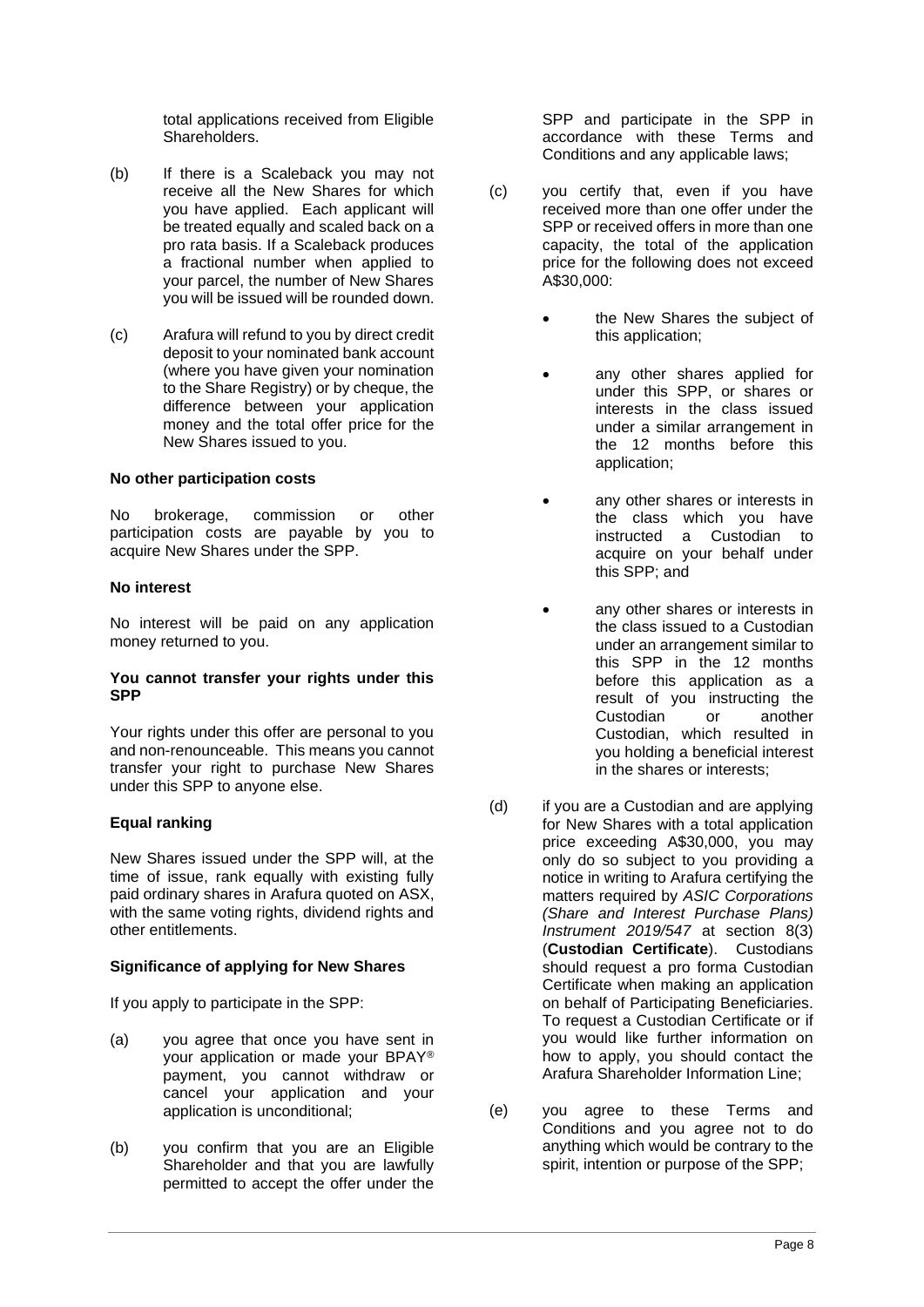total applications received from Eligible Shareholders.

(b) If there is a Scaleback you may not receive all the New Shares for which you have applied. Each applicant will be treated equally and scaled back on a pro rata basis. If a Scaleback produces a fractional number when applied to your parcel, the number of New Shares you will be issued will be rounded down.

(c) Arafura will refund to you by direct credit deposit to your nominated bank account (where you have given your nomination to the Share Registry) or by cheque, the difference between your application money and the total offer price for the New Shares issued to you.

**No other participation costs**

No brokerage, commission or other participation costs are payable by you to acquire New Shares under the SPP.

**No interest**

No interest will be paid on any application money returned to you.

**You cannot transfer your rights under this SPP**

Your rights under this offer are personal to you and non-renounceable. This means you cannot transfer your right to purchase New Shares under this SPP to anyone else.

**Equal ranking**

New Shares issued under the SPP will, at the time of issue, rank equally with existing fully paid ordinary shares in Arafura quoted on ASX, with the same voting rights, dividend rights and other entitlements.

**Significance of applying for New Shares**

If you apply to participate in the SPP:

(a) you agree that once you have sent in your application or made your BPAY® payment, you cannot withdraw or cancel your application and your application is unconditional;

(b) you confirm that you are an Eligible Shareholder and that you are lawfully permitted to accept the offer under the SPP and participate in the SPP in accordance with these Terms and Conditions and any applicable laws;

(c) you certify that, even if you have received more than one offer under the SPP or received offers in more than one capacity, the total of the application price for the following does not exceed A$30,000:

- the New Shares the subject of this application;
- any other shares applied for under this SPP, or shares or interests in the class issued under a similar arrangement in the 12 months before this application;
- any other shares or interests in the class which you have instructed a Custodian to acquire on your behalf under this SPP; and
- any other shares or interests in the class issued to a Custodian under an arrangement similar to this SPP in the 12 months before this application as a result of you instructing the Custodian or another Custodian, which resulted in you holding a beneficial interest in the shares or interests;

(d) if you are a Custodian and are applying for New Shares with a total application price exceeding A$30,000, you may only do so subject to you providing a notice in writing to Arafura certifying the matters required by *ASIC Corporations (Share and Interest Purchase Plans) Instrument 2019/547* at section 8(3) (**Custodian Certificate**). Custodians should request a pro forma Custodian Certificate when making an application on behalf of Participating Beneficiaries. To request a Custodian Certificate or if you would like further information on how to apply, you should contact the Arafura Shareholder Information Line;

(e) you agree to these Terms and Conditions and you agree not to do anything which would be contrary to the spirit, intention or purpose of the SPP;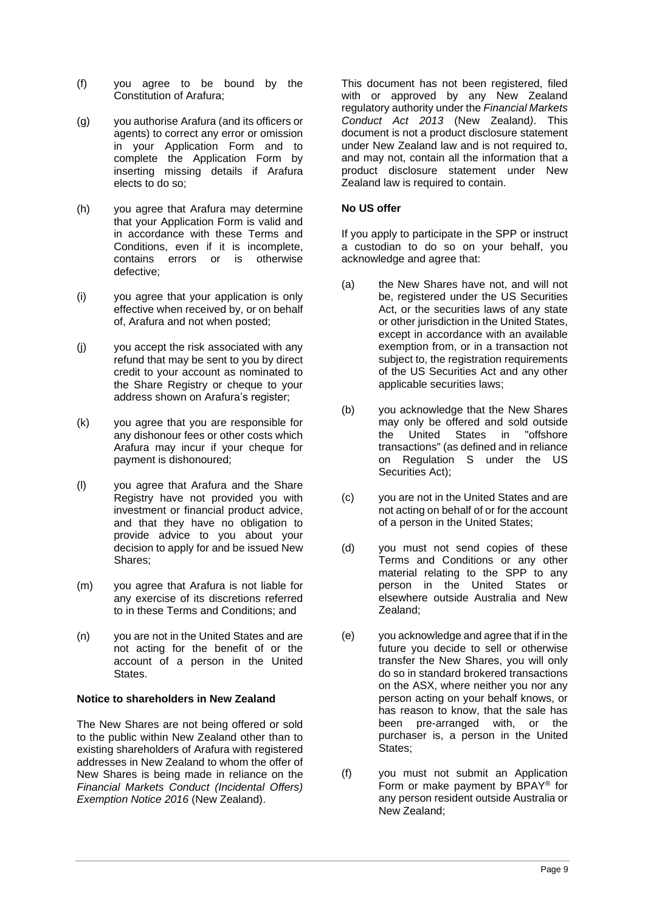(f) you agree to be bound by the Constitution of Arafura;

(g) you authorise Arafura (and its officers or agents) to correct any error or omission in your Application Form and to complete the Application Form by inserting missing details if Arafura elects to do so;

(h) you agree that Arafura may determine that your Application Form is valid and in accordance with these Terms and Conditions, even if it is incomplete, contains errors or is otherwise defective;

(i) you agree that your application is only effective when received by, or on behalf of, Arafura and not when posted;

(j) you accept the risk associated with any refund that may be sent to you by direct credit to your account as nominated to the Share Registry or cheque to your address shown on Arafura's register;

(k) you agree that you are responsible for any dishonour fees or other costs which Arafura may incur if your cheque for payment is dishonoured;

(l) you agree that Arafura and the Share Registry have not provided you with investment or financial product advice, and that they have no obligation to provide advice to you about your decision to apply for and be issued New Shares;

(m) you agree that Arafura is not liable for any exercise of its discretions referred to in these Terms and Conditions; and

(n) you are not in the United States and are not acting for the benefit of or the account of a person in the United States.

**Notice to shareholders in New Zealand**

The New Shares are not being offered or sold to the public within New Zealand other than to existing shareholders of Arafura with registered addresses in New Zealand to whom the offer of New Shares is being made in reliance on the *Financial Markets Conduct (Incidental Offers) Exemption Notice 2016* (New Zealand).

This document has not been registered, filed with or approved by any New Zealand regulatory authority under the *Financial Markets Conduct Act 2013* (New Zealand). This document is not a product disclosure statement under New Zealand law and is not required to, and may not, contain all the information that a product disclosure statement under New Zealand law is required to contain.

**No US offer**

If you apply to participate in the SPP or instruct a custodian to do so on your behalf, you acknowledge and agree that:

(a) the New Shares have not, and will not be, registered under the US Securities Act, or the securities laws of any state or other jurisdiction in the United States, except in accordance with an available exemption from, or in a transaction not subject to, the registration requirements of the US Securities Act and any other applicable securities laws;

(b) you acknowledge that the New Shares may only be offered and sold outside the United States in "offshore transactions" (as defined and in reliance on Regulation S under the US Securities Act);

(c) you are not in the United States and are not acting on behalf of or for the account of a person in the United States;

(d) you must not send copies of these Terms and Conditions or any other material relating to the SPP to any person in the United States or elsewhere outside Australia and New Zealand;

(e) you acknowledge and agree that if in the future you decide to sell or otherwise transfer the New Shares, you will only do so in standard brokered transactions on the ASX, where neither you nor any person acting on your behalf knows, or has reason to know, that the sale has been pre-arranged with, or the purchaser is, a person in the United States;

(f) you must not submit an Application Form or make payment by BPAY® for any person resident outside Australia or New Zealand;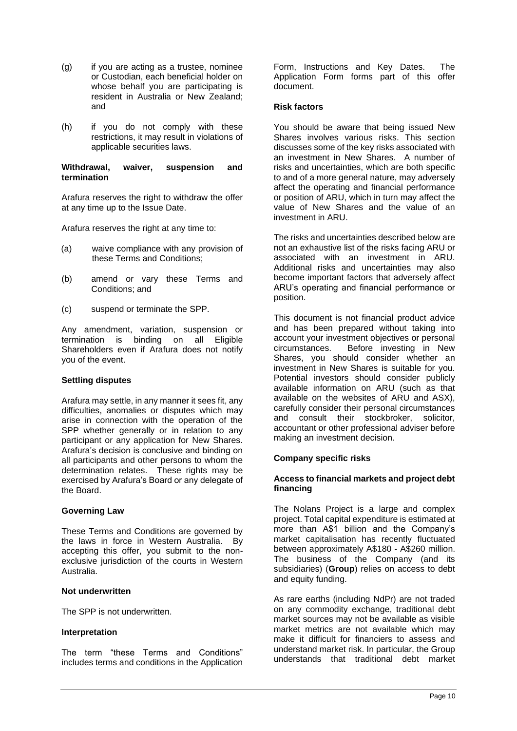(g) if you are acting as a trustee, nominee or Custodian, each beneficial holder on whose behalf you are participating is resident in Australia or New Zealand; and

(h) if you do not comply with these restrictions, it may result in violations of applicable securities laws.

**Withdrawal, waiver, suspension and termination**

Arafura reserves the right to withdraw the offer at any time up to the Issue Date.

Arafura reserves the right at any time to:

(a) waive compliance with any provision of these Terms and Conditions;

(b) amend or vary these Terms and Conditions; and

(c) suspend or terminate the SPP.

Any amendment, variation, suspension or termination is binding on all Eligible Shareholders even if Arafura does not notify you of the event.

**Settling disputes**

Arafura may settle, in any manner it sees fit, any difficulties, anomalies or disputes which may arise in connection with the operation of the SPP whether generally or in relation to any participant or any application for New Shares. Arafura's decision is conclusive and binding on all participants and other persons to whom the determination relates. These rights may be exercised by Arafura's Board or any delegate of the Board.

**Governing Law**

These Terms and Conditions are governed by the laws in force in Western Australia. By accepting this offer, you submit to the non-exclusive jurisdiction of the courts in Western Australia.

**Not underwritten**

The SPP is not underwritten.

**Interpretation**

The term "these Terms and Conditions" includes terms and conditions in the Application Form, Instructions and Key Dates. The Application Form forms part of this offer document.

**Risk factors**

You should be aware that being issued New Shares involves various risks. This section discusses some of the key risks associated with an investment in New Shares. A number of risks and uncertainties, which are both specific to and of a more general nature, may adversely affect the operating and financial performance or position of ARU, which in turn may affect the value of New Shares and the value of an investment in ARU.

The risks and uncertainties described below are not an exhaustive list of the risks facing ARU or associated with an investment in ARU. Additional risks and uncertainties may also become important factors that adversely affect ARU's operating and financial performance or position.

This document is not financial product advice and has been prepared without taking into account your investment objectives or personal circumstances. Before investing in New Shares, you should consider whether an investment in New Shares is suitable for you. Potential investors should consider publicly available information on ARU (such as that available on the websites of ARU and ASX), carefully consider their personal circumstances and consult their stockbroker, solicitor, accountant or other professional adviser before making an investment decision.

**Company specific risks**

**Access to financial markets and project debt financing**

The Nolans Project is a large and complex project. Total capital expenditure is estimated at more than A$1 billion and the Company's market capitalisation has recently fluctuated between approximately A$180 - A$260 million. The business of the Company (and its subsidiaries) (**Group**) relies on access to debt and equity funding.

As rare earths (including NdPr) are not traded on any commodity exchange, traditional debt market sources may not be available as visible market metrics are not available which may make it difficult for financiers to assess and understand market risk. In particular, the Group understands that traditional debt market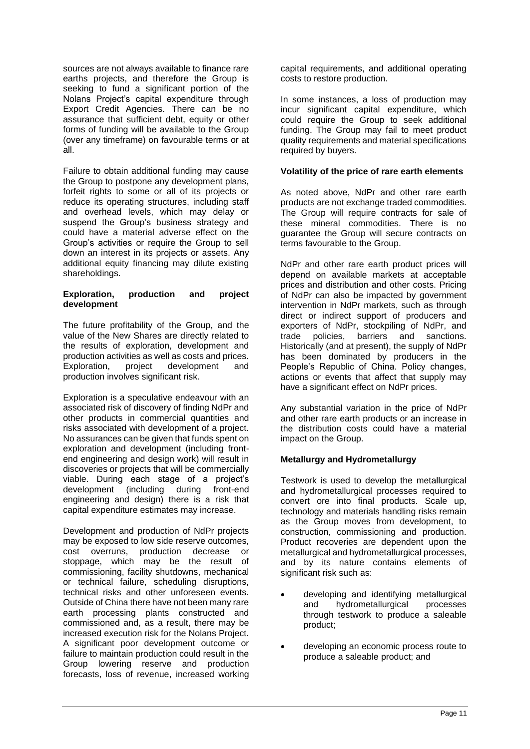sources are not always available to finance rare earths projects, and therefore the Group is seeking to fund a significant portion of the Nolans Project's capital expenditure through Export Credit Agencies. There can be no assurance that sufficient debt, equity or other forms of funding will be available to the Group (over any timeframe) on favourable terms or at all.

Failure to obtain additional funding may cause the Group to postpone any development plans, forfeit rights to some or all of its projects or reduce its operating structures, including staff and overhead levels, which may delay or suspend the Group's business strategy and could have a material adverse effect on the Group's activities or require the Group to sell down an interest in its projects or assets. Any additional equity financing may dilute existing shareholdings.

**Exploration, production and project development**

The future profitability of the Group, and the value of the New Shares are directly related to the results of exploration, development and production activities as well as costs and prices. Exploration, project development and production involves significant risk.

Exploration is a speculative endeavour with an associated risk of discovery of finding NdPr and other products in commercial quantities and risks associated with development of a project. No assurances can be given that funds spent on exploration and development (including front-end engineering and design work) will result in discoveries or projects that will be commercially viable. During each stage of a project's development (including during front-end engineering and design) there is a risk that capital expenditure estimates may increase.

Development and production of NdPr projects may be exposed to low side reserve outcomes, cost overruns, production decrease or stoppage, which may be the result of commissioning, facility shutdowns, mechanical or technical failure, scheduling disruptions, technical risks and other unforeseen events. Outside of China there have not been many rare earth processing plants constructed and commissioned and, as a result, there may be increased execution risk for the Nolans Project. A significant poor development outcome or failure to maintain production could result in the Group lowering reserve and production forecasts, loss of revenue, increased working capital requirements, and additional operating costs to restore production.

In some instances, a loss of production may incur significant capital expenditure, which could require the Group to seek additional funding. The Group may fail to meet product quality requirements and material specifications required by buyers.

**Volatility of the price of rare earth elements**

As noted above, NdPr and other rare earth products are not exchange traded commodities. The Group will require contracts for sale of these mineral commodities. There is no guarantee the Group will secure contracts on terms favourable to the Group.

NdPr and other rare earth product prices will depend on available markets at acceptable prices and distribution and other costs. Pricing of NdPr can also be impacted by government intervention in NdPr markets, such as through direct or indirect support of producers and exporters of NdPr, stockpiling of NdPr, and trade policies, barriers and sanctions. Historically (and at present), the supply of NdPr has been dominated by producers in the People's Republic of China. Policy changes, actions or events that affect that supply may have a significant effect on NdPr prices.

Any substantial variation in the price of NdPr and other rare earth products or an increase in the distribution costs could have a material impact on the Group.

**Metallurgy and Hydrometallurgy**

Testwork is used to develop the metallurgical and hydrometallurgical processes required to convert ore into final products. Scale up, technology and materials handling risks remain as the Group moves from development, to construction, commissioning and production. Product recoveries are dependent upon the metallurgical and hydrometallurgical processes, and by its nature contains elements of significant risk such as:

- developing and identifying metallurgical and hydrometallurgical processes through testwork to produce a saleable product;
- developing an economic process route to produce a saleable product; and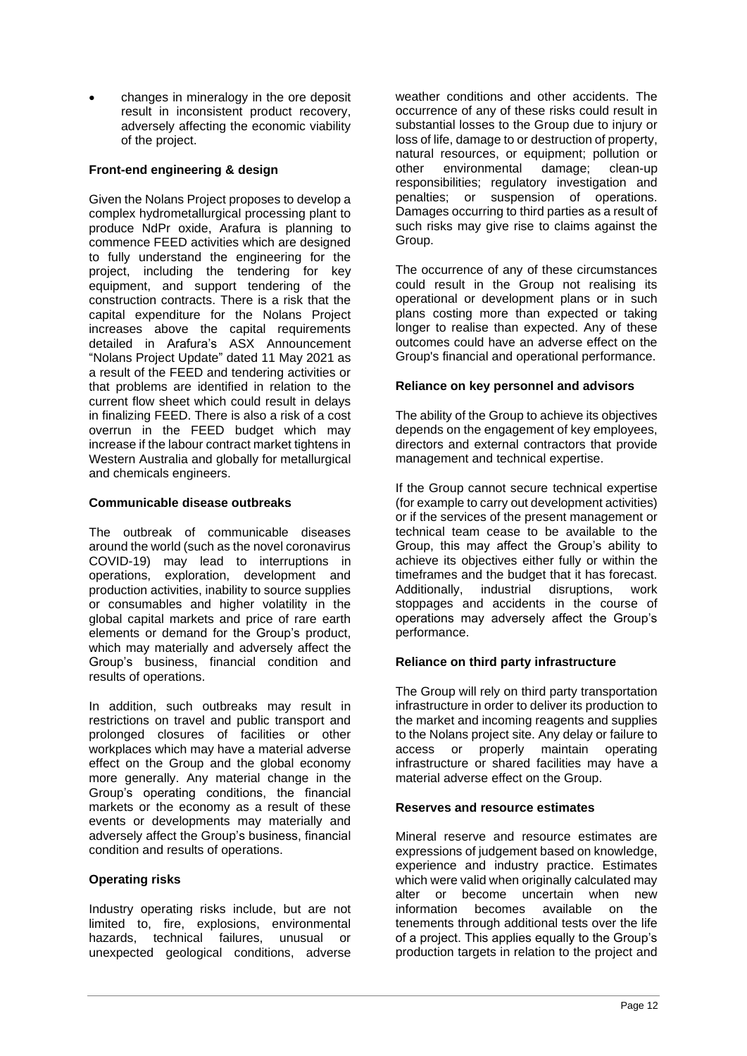- changes in mineralogy in the ore deposit result in inconsistent product recovery, adversely affecting the economic viability of the project.

**Front-end engineering & design**

Given the Nolans Project proposes to develop a complex hydrometallurgical processing plant to produce NdPr oxide, Arafura is planning to commence FEED activities which are designed to fully understand the engineering for the project, including the tendering for key equipment, and support tendering of the construction contracts. There is a risk that the capital expenditure for the Nolans Project increases above the capital requirements detailed in Arafura's ASX Announcement "Nolans Project Update" dated 11 May 2021 as a result of the FEED and tendering activities or that problems are identified in relation to the current flow sheet which could result in delays in finalizing FEED. There is also a risk of a cost overrun in the FEED budget which may increase if the labour contract market tightens in Western Australia and globally for metallurgical and chemicals engineers.

**Communicable disease outbreaks**

The outbreak of communicable diseases around the world (such as the novel coronavirus COVID-19) may lead to interruptions in operations, exploration, development and production activities, inability to source supplies or consumables and higher volatility in the global capital markets and price of rare earth elements or demand for the Group's product, which may materially and adversely affect the Group's business, financial condition and results of operations.

In addition, such outbreaks may result in restrictions on travel and public transport and prolonged closures of facilities or other workplaces which may have a material adverse effect on the Group and the global economy more generally. Any material change in the Group's operating conditions, the financial markets or the economy as a result of these events or developments may materially and adversely affect the Group's business, financial condition and results of operations.

**Operating risks**

Industry operating risks include, but are not limited to, fire, explosions, environmental hazards, technical failures, unusual or unexpected geological conditions, adverse weather conditions and other accidents. The occurrence of any of these risks could result in substantial losses to the Group due to injury or loss of life, damage to or destruction of property, natural resources, or equipment; pollution or other environmental damage; clean-up responsibilities; regulatory investigation and penalties; or suspension of operations. Damages occurring to third parties as a result of such risks may give rise to claims against the Group.

The occurrence of any of these circumstances could result in the Group not realising its operational or development plans or in such plans costing more than expected or taking longer to realise than expected. Any of these outcomes could have an adverse effect on the Group's financial and operational performance.

**Reliance on key personnel and advisors**

The ability of the Group to achieve its objectives depends on the engagement of key employees, directors and external contractors that provide management and technical expertise.

If the Group cannot secure technical expertise (for example to carry out development activities) or if the services of the present management or technical team cease to be available to the Group, this may affect the Group's ability to achieve its objectives either fully or within the timeframes and the budget that it has forecast. Additionally, industrial disruptions, work stoppages and accidents in the course of operations may adversely affect the Group's performance.

**Reliance on third party infrastructure**

The Group will rely on third party transportation infrastructure in order to deliver its production to the market and incoming reagents and supplies to the Nolans project site. Any delay or failure to access or properly maintain operating infrastructure or shared facilities may have a material adverse effect on the Group.

**Reserves and resource estimates**

Mineral reserve and resource estimates are expressions of judgement based on knowledge, experience and industry practice. Estimates which were valid when originally calculated may alter or become uncertain when new information becomes available on the tenements through additional tests over the life of a project. This applies equally to the Group's production targets in relation to the project and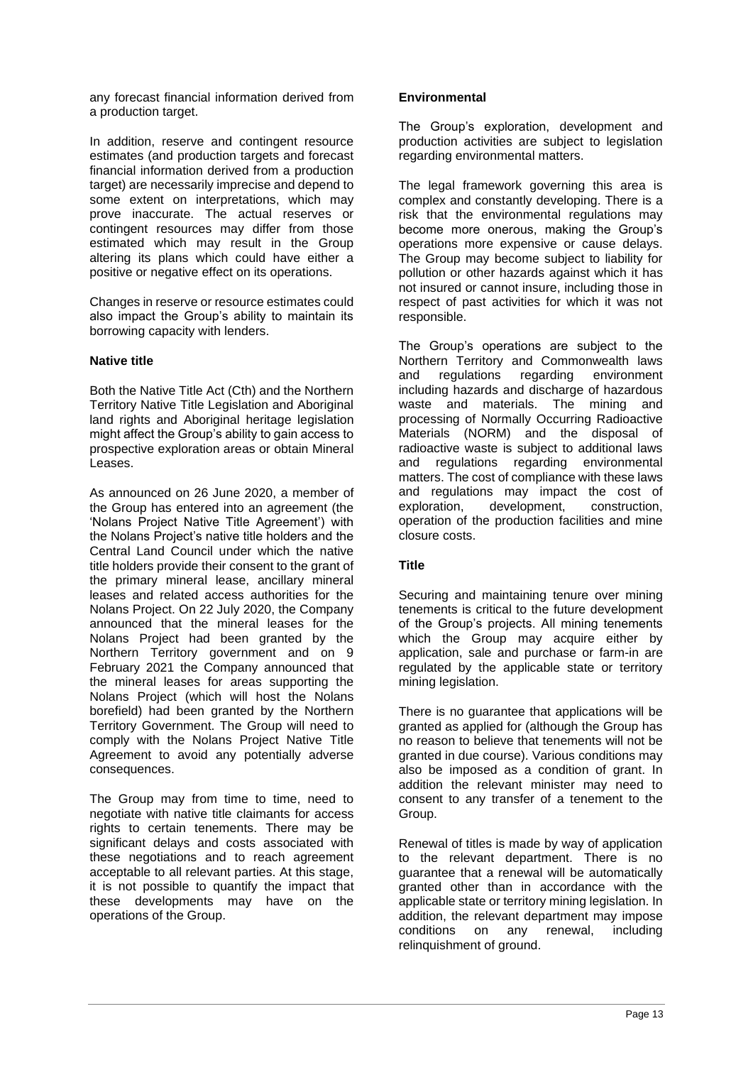any forecast financial information derived from a production target.

In addition, reserve and contingent resource estimates (and production targets and forecast financial information derived from a production target) are necessarily imprecise and depend to some extent on interpretations, which may prove inaccurate. The actual reserves or contingent resources may differ from those estimated which may result in the Group altering its plans which could have either a positive or negative effect on its operations.

Changes in reserve or resource estimates could also impact the Group's ability to maintain its borrowing capacity with lenders.

**Native title**

Both the Native Title Act (Cth) and the Northern Territory Native Title Legislation and Aboriginal land rights and Aboriginal heritage legislation might affect the Group's ability to gain access to prospective exploration areas or obtain Mineral Leases.

As announced on 26 June 2020, a member of the Group has entered into an agreement (the 'Nolans Project Native Title Agreement') with the Nolans Project's native title holders and the Central Land Council under which the native title holders provide their consent to the grant of the primary mineral lease, ancillary mineral leases and related access authorities for the Nolans Project. On 22 July 2020, the Company announced that the mineral leases for the Nolans Project had been granted by the Northern Territory government and on 9 February 2021 the Company announced that the mineral leases for areas supporting the Nolans Project (which will host the Nolans borefield) had been granted by the Northern Territory Government. The Group will need to comply with the Nolans Project Native Title Agreement to avoid any potentially adverse consequences.

The Group may from time to time, need to negotiate with native title claimants for access rights to certain tenements. There may be significant delays and costs associated with these negotiations and to reach agreement acceptable to all relevant parties. At this stage, it is not possible to quantify the impact that these developments may have on the operations of the Group.

**Environmental**

The Group's exploration, development and production activities are subject to legislation regarding environmental matters.

The legal framework governing this area is complex and constantly developing. There is a risk that the environmental regulations may become more onerous, making the Group's operations more expensive or cause delays. The Group may become subject to liability for pollution or other hazards against which it has not insured or cannot insure, including those in respect of past activities for which it was not responsible.

The Group's operations are subject to the Northern Territory and Commonwealth laws and regulations regarding environment including hazards and discharge of hazardous waste and materials. The mining and processing of Normally Occurring Radioactive Materials (NORM) and the disposal of radioactive waste is subject to additional laws and regulations regarding environmental matters. The cost of compliance with these laws and regulations may impact the cost of exploration, development, construction, operation of the production facilities and mine closure costs.

**Title**

Securing and maintaining tenure over mining tenements is critical to the future development of the Group's projects. All mining tenements which the Group may acquire either by application, sale and purchase or farm-in are regulated by the applicable state or territory mining legislation.

There is no guarantee that applications will be granted as applied for (although the Group has no reason to believe that tenements will not be granted in due course). Various conditions may also be imposed as a condition of grant. In addition the relevant minister may need to consent to any transfer of a tenement to the Group.

Renewal of titles is made by way of application to the relevant department. There is no guarantee that a renewal will be automatically granted other than in accordance with the applicable state or territory mining legislation. In addition, the relevant department may impose conditions on any renewal, including relinquishment of ground.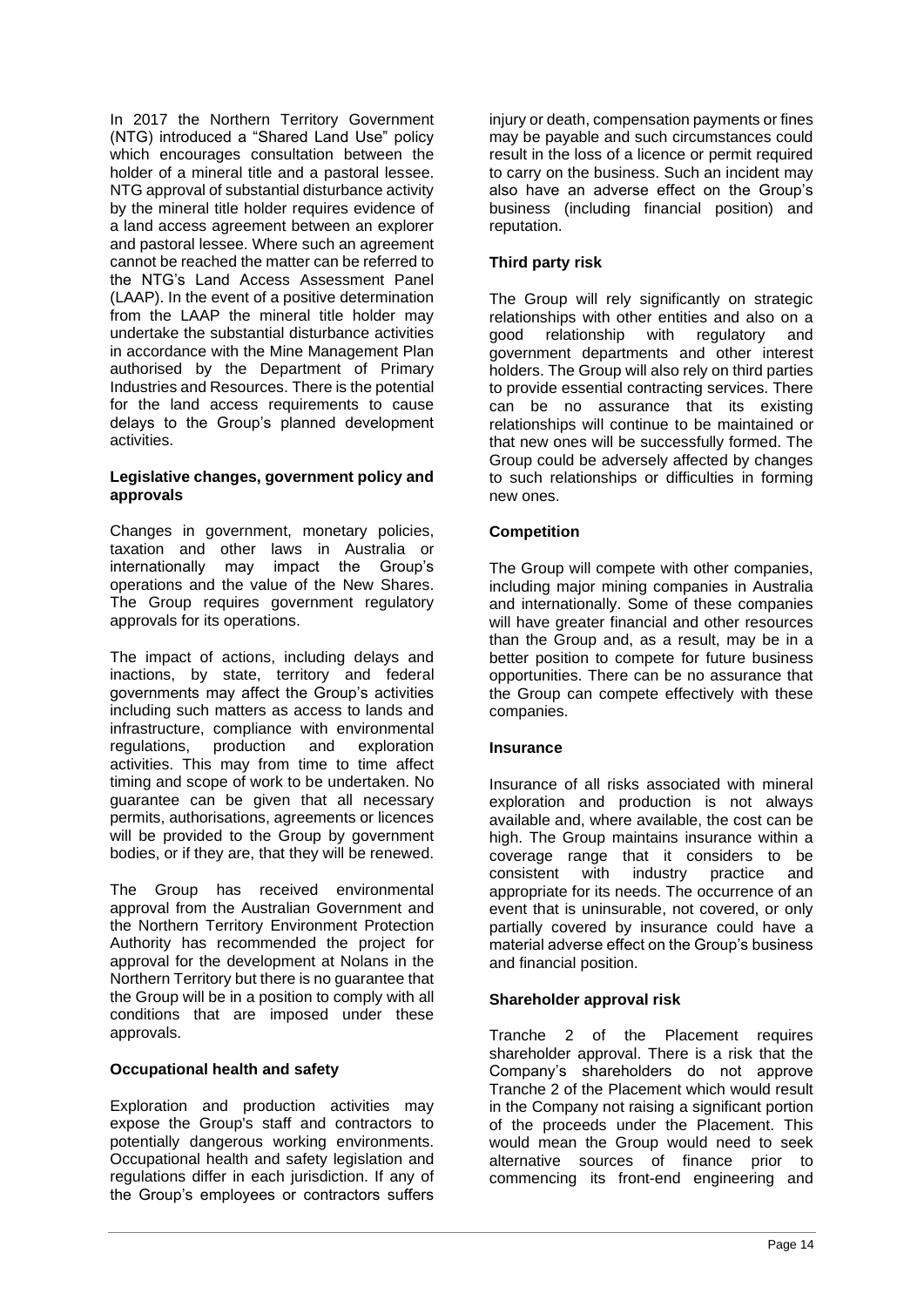In 2017 the Northern Territory Government (NTG) introduced a "Shared Land Use" policy which encourages consultation between the holder of a mineral title and a pastoral lessee. NTG approval of substantial disturbance activity by the mineral title holder requires evidence of a land access agreement between an explorer and pastoral lessee. Where such an agreement cannot be reached the matter can be referred to the NTG's Land Access Assessment Panel (LAAP). In the event of a positive determination from the LAAP the mineral title holder may undertake the substantial disturbance activities in accordance with the Mine Management Plan authorised by the Department of Primary Industries and Resources. There is the potential for the land access requirements to cause delays to the Group's planned development activities.

**Legislative changes, government policy and approvals**

Changes in government, monetary policies, taxation and other laws in Australia or internationally may impact the Group's operations and the value of the New Shares. The Group requires government regulatory approvals for its operations.

The impact of actions, including delays and inactions, by state, territory and federal governments may affect the Group's activities including such matters as access to lands and infrastructure, compliance with environmental regulations, production and exploration activities. This may from time to time affect timing and scope of work to be undertaken. No guarantee can be given that all necessary permits, authorisations, agreements or licences will be provided to the Group by government bodies, or if they are, that they will be renewed.

The Group has received environmental approval from the Australian Government and the Northern Territory Environment Protection Authority has recommended the project for approval for the development at Nolans in the Northern Territory but there is no guarantee that the Group will be in a position to comply with all conditions that are imposed under these approvals.

**Occupational health and safety**

Exploration and production activities may expose the Group's staff and contractors to potentially dangerous working environments. Occupational health and safety legislation and regulations differ in each jurisdiction. If any of the Group's employees or contractors suffers injury or death, compensation payments or fines may be payable and such circumstances could result in the loss of a licence or permit required to carry on the business. Such an incident may also have an adverse effect on the Group's business (including financial position) and reputation.

**Third party risk**

The Group will rely significantly on strategic relationships with other entities and also on a good relationship with regulatory and government departments and other interest holders. The Group will also rely on third parties to provide essential contracting services. There can be no assurance that its existing relationships will continue to be maintained or that new ones will be successfully formed. The Group could be adversely affected by changes to such relationships or difficulties in forming new ones.

**Competition**

The Group will compete with other companies, including major mining companies in Australia and internationally. Some of these companies will have greater financial and other resources than the Group and, as a result, may be in a better position to compete for future business opportunities. There can be no assurance that the Group can compete effectively with these companies.

**Insurance**

Insurance of all risks associated with mineral exploration and production is not always available and, where available, the cost can be high. The Group maintains insurance within a coverage range that it considers to be consistent with industry practice and appropriate for its needs. The occurrence of an event that is uninsurable, not covered, or only partially covered by insurance could have a material adverse effect on the Group's business and financial position.

**Shareholder approval risk**

Tranche 2 of the Placement requires shareholder approval. There is a risk that the Company's shareholders do not approve Tranche 2 of the Placement which would result in the Company not raising a significant portion of the proceeds under the Placement. This would mean the Group would need to seek alternative sources of finance prior to commencing its front-end engineering and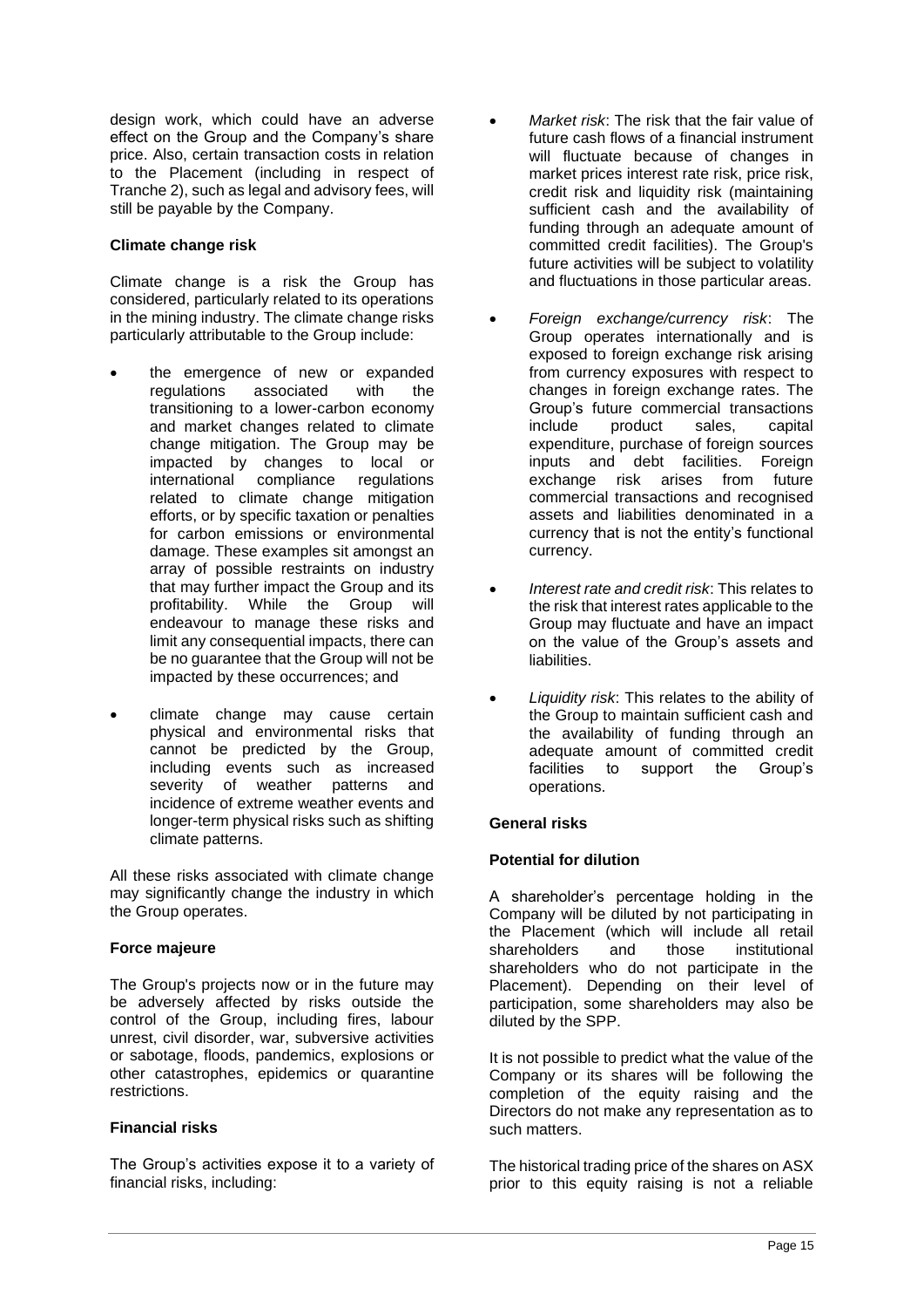design work, which could have an adverse effect on the Group and the Company's share price. Also, certain transaction costs in relation to the Placement (including in respect of Tranche 2), such as legal and advisory fees, will still be payable by the Company.

**Climate change risk**

Climate change is a risk the Group has considered, particularly related to its operations in the mining industry. The climate change risks particularly attributable to the Group include:

- the emergence of new or expanded regulations associated with the transitioning to a lower-carbon economy and market changes related to climate change mitigation. The Group may be impacted by changes to local or international compliance regulations related to climate change mitigation efforts, or by specific taxation or penalties for carbon emissions or environmental damage. These examples sit amongst an array of possible restraints on industry that may further impact the Group and its profitability. While the Group will endeavour to manage these risks and limit any consequential impacts, there can be no guarantee that the Group will not be impacted by these occurrences; and
- climate change may cause certain physical and environmental risks that cannot be predicted by the Group, including events such as increased severity of weather patterns and incidence of extreme weather events and longer-term physical risks such as shifting climate patterns.

All these risks associated with climate change may significantly change the industry in which the Group operates.

**Force majeure**

The Group's projects now or in the future may be adversely affected by risks outside the control of the Group, including fires, labour unrest, civil disorder, war, subversive activities or sabotage, floods, pandemics, explosions or other catastrophes, epidemics or quarantine restrictions.

**Financial risks**

The Group's activities expose it to a variety of financial risks, including:

- *Market risk*: The risk that the fair value of future cash flows of a financial instrument will fluctuate because of changes in market prices interest rate risk, price risk, credit risk and liquidity risk (maintaining sufficient cash and the availability of funding through an adequate amount of committed credit facilities). The Group's future activities will be subject to volatility and fluctuations in those particular areas.
- *Foreign exchange/currency risk*: The Group operates internationally and is exposed to foreign exchange risk arising from currency exposures with respect to changes in foreign exchange rates. The Group's future commercial transactions include product sales, capital expenditure, purchase of foreign sources inputs and debt facilities. Foreign exchange risk arises from future commercial transactions and recognised assets and liabilities denominated in a currency that is not the entity's functional currency.
- *Interest rate and credit risk*: This relates to the risk that interest rates applicable to the Group may fluctuate and have an impact on the value of the Group's assets and liabilities.
- *Liquidity risk*: This relates to the ability of the Group to maintain sufficient cash and the availability of funding through an adequate amount of committed credit facilities to support the Group's operations.

**General risks**

**Potential for dilution**

A shareholder's percentage holding in the Company will be diluted by not participating in the Placement (which will include all retail shareholders and those institutional shareholders who do not participate in the Placement). Depending on their level of participation, some shareholders may also be diluted by the SPP.

It is not possible to predict what the value of the Company or its shares will be following the completion of the equity raising and the Directors do not make any representation as to such matters.

The historical trading price of the shares on ASX prior to this equity raising is not a reliable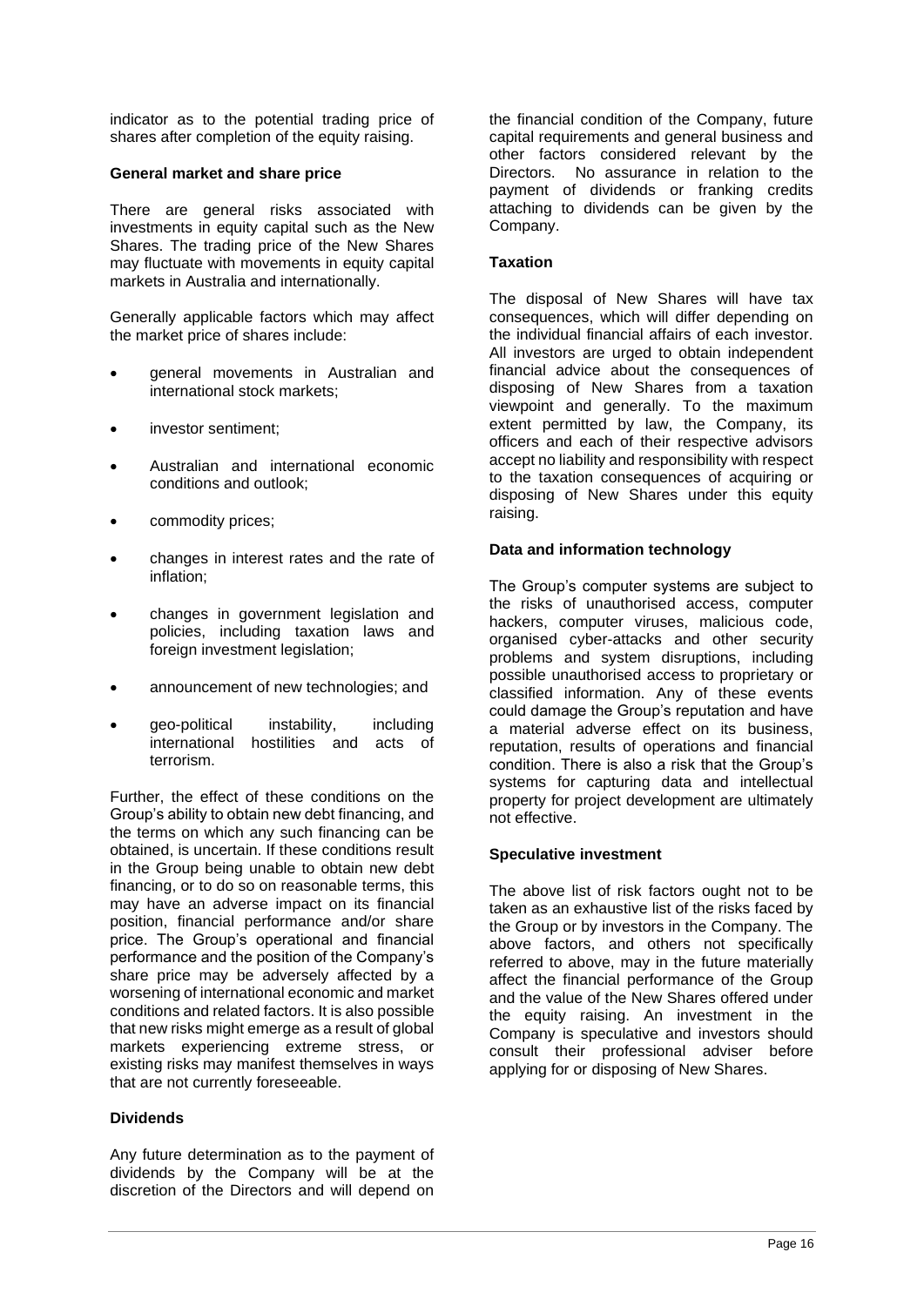indicator as to the potential trading price of shares after completion of the equity raising.

**General market and share price**

There are general risks associated with investments in equity capital such as the New Shares. The trading price of the New Shares may fluctuate with movements in equity capital markets in Australia and internationally.

Generally applicable factors which may affect the market price of shares include:

- general movements in Australian and international stock markets;
- investor sentiment;
- Australian and international economic conditions and outlook;
- commodity prices;
- changes in interest rates and the rate of inflation;
- changes in government legislation and policies, including taxation laws and foreign investment legislation;
- announcement of new technologies; and
- geo-political instability, including international hostilities and acts of terrorism.

Further, the effect of these conditions on the Group's ability to obtain new debt financing, and the terms on which any such financing can be obtained, is uncertain. If these conditions result in the Group being unable to obtain new debt financing, or to do so on reasonable terms, this may have an adverse impact on its financial position, financial performance and/or share price. The Group's operational and financial performance and the position of the Company's share price may be adversely affected by a worsening of international economic and market conditions and related factors. It is also possible that new risks might emerge as a result of global markets experiencing extreme stress, or existing risks may manifest themselves in ways that are not currently foreseeable.

**Dividends**

Any future determination as to the payment of dividends by the Company will be at the discretion of the Directors and will depend on the financial condition of the Company, future capital requirements and general business and other factors considered relevant by the Directors. No assurance in relation to the payment of dividends or franking credits attaching to dividends can be given by the Company.

**Taxation**

The disposal of New Shares will have tax consequences, which will differ depending on the individual financial affairs of each investor. All investors are urged to obtain independent financial advice about the consequences of disposing of New Shares from a taxation viewpoint and generally. To the maximum extent permitted by law, the Company, its officers and each of their respective advisors accept no liability and responsibility with respect to the taxation consequences of acquiring or disposing of New Shares under this equity raising.

**Data and information technology**

The Group's computer systems are subject to the risks of unauthorised access, computer hackers, computer viruses, malicious code, organised cyber-attacks and other security problems and system disruptions, including possible unauthorised access to proprietary or classified information. Any of these events could damage the Group's reputation and have a material adverse effect on its business, reputation, results of operations and financial condition. There is also a risk that the Group's systems for capturing data and intellectual property for project development are ultimately not effective.

**Speculative investment**

The above list of risk factors ought not to be taken as an exhaustive list of the risks faced by the Group or by investors in the Company. The above factors, and others not specifically referred to above, may in the future materially affect the financial performance of the Group and the value of the New Shares offered under the equity raising. An investment in the Company is speculative and investors should consult their professional adviser before applying for or disposing of New Shares.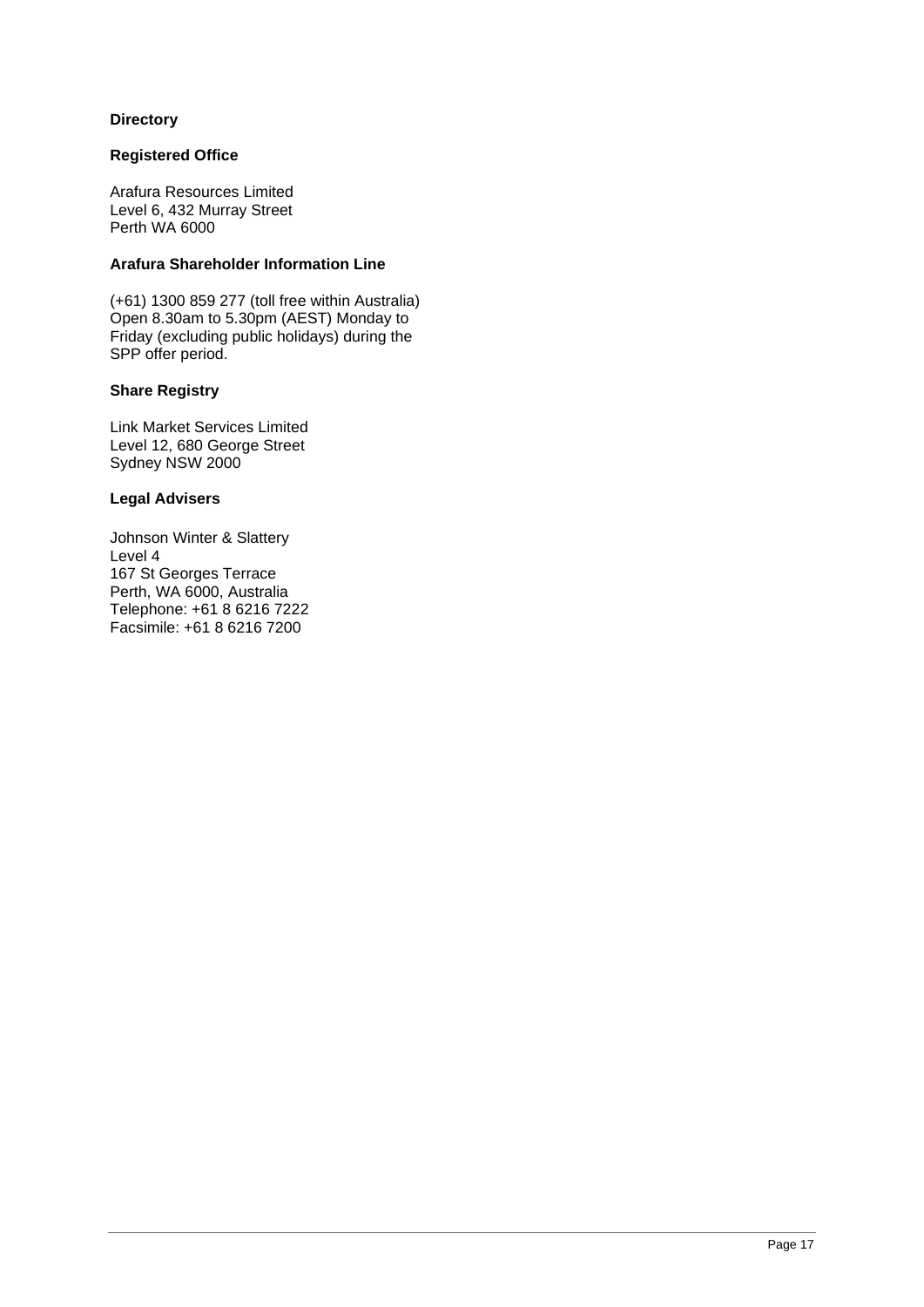## Directory

### Registered Office

Arafura Resources Limited
Level 6, 432 Murray Street
Perth WA 6000

### Arafura Shareholder Information Line

(+61) 1300 859 277 (toll free within Australia)
Open 8.30am to 5.30pm (AEST) Monday to Friday (excluding public holidays) during the SPP offer period.

### Share Registry

Link Market Services Limited
Level 12, 680 George Street
Sydney NSW 2000

### Legal Advisers

Johnson Winter & Slattery
Level 4
167 St Georges Terrace
Perth, WA 6000, Australia
Telephone: +61 8 6216 7222
Facsimile: +61 8 6216 7200